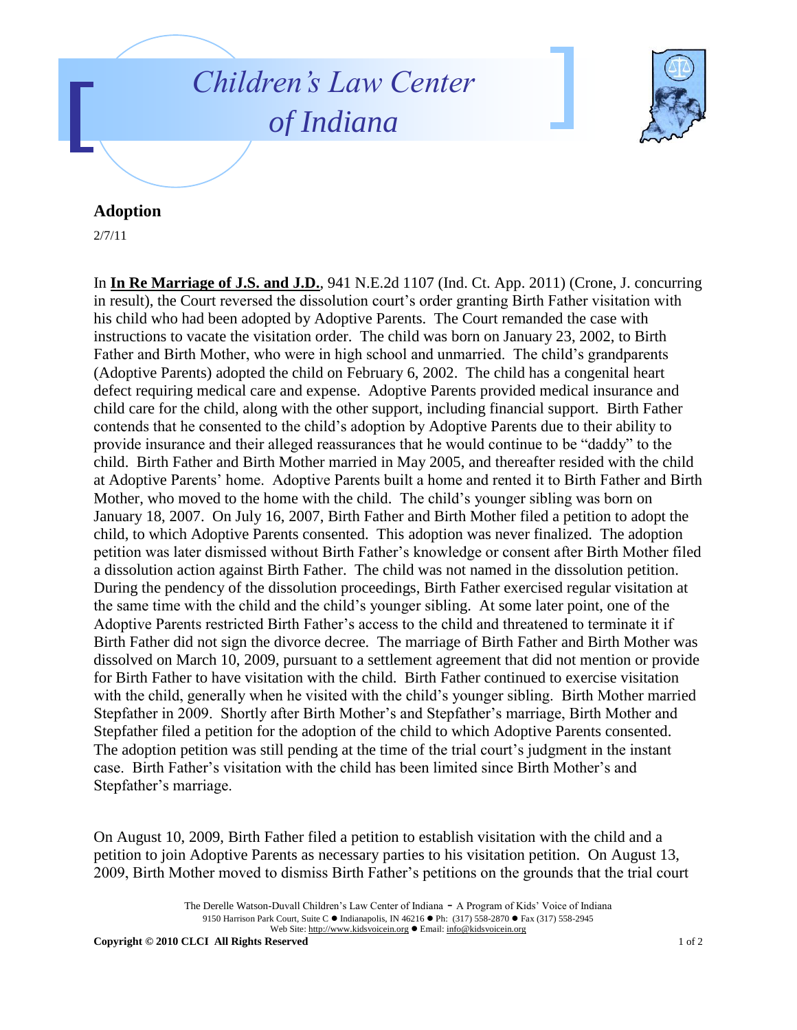# Children's Law Center of Indiana

## Adoption

2/7/11

In **In Re Marriage of J.S. and J.D.**, 941 N.E.2d 1107 (Ind. Ct. App. 2011) (Crone, J. concurring in result), the Court reversed the dissolution court's order granting Birth Father visitation with his child who had been adopted by Adoptive Parents. The Court remanded the case with instructions to vacate the visitation order. The child was born on January 23, 2002, to Birth Father and Birth Mother, who were in high school and unmarried. The child's grandparents (Adoptive Parents) adopted the child on February 6, 2002. The child has a congenital heart defect requiring medical care and expense. Adoptive Parents provided medical insurance and child care for the child, along with the other support, including financial support. Birth Father contends that he consented to the child's adoption by Adoptive Parents due to their ability to provide insurance and their alleged reassurances that he would continue to be "daddy" to the child. Birth Father and Birth Mother married in May 2005, and thereafter resided with the child at Adoptive Parents' home. Adoptive Parents built a home and rented it to Birth Father and Birth Mother, who moved to the home with the child. The child's younger sibling was born on January 18, 2007. On July 16, 2007, Birth Father and Birth Mother filed a petition to adopt the child, to which Adoptive Parents consented. This adoption was never finalized. The adoption petition was later dismissed without Birth Father's knowledge or consent after Birth Mother filed a dissolution action against Birth Father. The child was not named in the dissolution petition. During the pendency of the dissolution proceedings, Birth Father exercised regular visitation at the same time with the child and the child's younger sibling. At some later point, one of the Adoptive Parents restricted Birth Father's access to the child and threatened to terminate it if Birth Father did not sign the divorce decree. The marriage of Birth Father and Birth Mother was dissolved on March 10, 2009, pursuant to a settlement agreement that did not mention or provide for Birth Father to have visitation with the child. Birth Father continued to exercise visitation with the child, generally when he visited with the child's younger sibling. Birth Mother married Stepfather in 2009. Shortly after Birth Mother's and Stepfather's marriage, Birth Mother and Stepfather filed a petition for the adoption of the child to which Adoptive Parents consented. The adoption petition was still pending at the time of the trial court's judgment in the instant case. Birth Father's visitation with the child has been limited since Birth Mother's and Stepfather's marriage.

On August 10, 2009, Birth Father filed a petition to establish visitation with the child and a petition to join Adoptive Parents as necessary parties to his visitation petition. On August 13, 2009, Birth Mother moved to dismiss Birth Father's petitions on the grounds that the trial court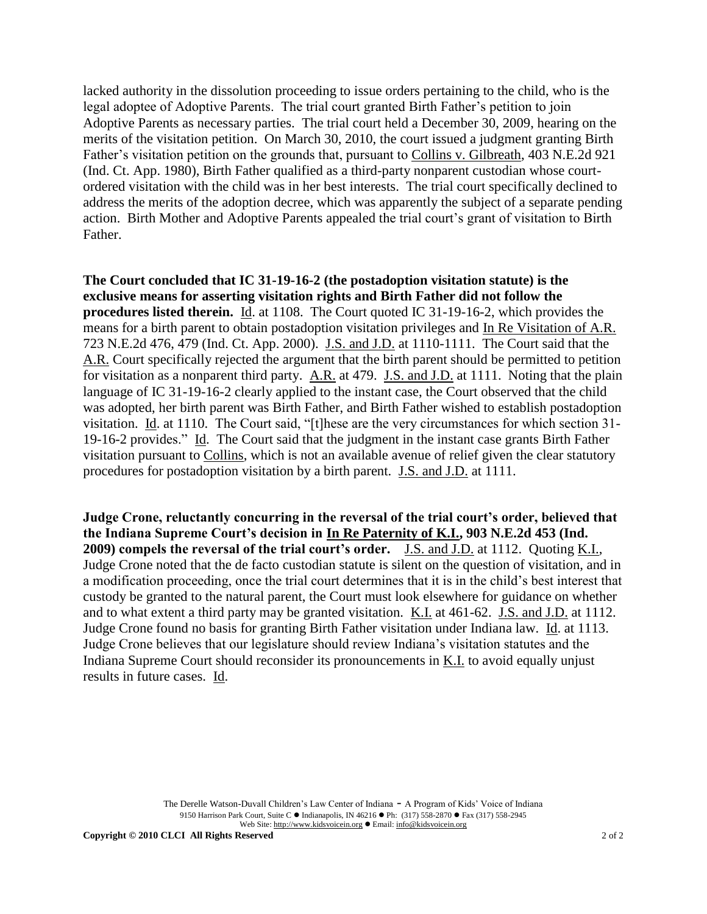lacked authority in the dissolution proceeding to issue orders pertaining to the child, who is the legal adoptee of Adoptive Parents. The trial court granted Birth Father's petition to join Adoptive Parents as necessary parties. The trial court held a December 30, 2009, hearing on the merits of the visitation petition. On March 30, 2010, the court issued a judgment granting Birth Father's visitation petition on the grounds that, pursuant to Collins v. Gilbreath, 403 N.E.2d 921 (Ind. Ct. App. 1980), Birth Father qualified as a third-party nonparent custodian whose court-ordered visitation with the child was in her best interests. The trial court specifically declined to address the merits of the adoption decree, which was apparently the subject of a separate pending action. Birth Mother and Adoptive Parents appealed the trial court's grant of visitation to Birth Father.

**The Court concluded that IC 31-19-16-2 (the postadoption visitation statute) is the exclusive means for asserting visitation rights and Birth Father did not follow the procedures listed therein.** Id. at 1108. The Court quoted IC 31-19-16-2, which provides the means for a birth parent to obtain postadoption visitation privileges and In Re Visitation of A.R. 723 N.E.2d 476, 479 (Ind. Ct. App. 2000). J.S. and J.D. at 1110-1111. The Court said that the A.R. Court specifically rejected the argument that the birth parent should be permitted to petition for visitation as a nonparent third party. A.R. at 479. J.S. and J.D. at 1111. Noting that the plain language of IC 31-19-16-2 clearly applied to the instant case, the Court observed that the child was adopted, her birth parent was Birth Father, and Birth Father wished to establish postadoption visitation. Id. at 1110. The Court said, "[t]hese are the very circumstances for which section 31-19-16-2 provides." Id. The Court said that the judgment in the instant case grants Birth Father visitation pursuant to Collins, which is not an available avenue of relief given the clear statutory procedures for postadoption visitation by a birth parent. J.S. and J.D. at 1111.

**Judge Crone, reluctantly concurring in the reversal of the trial court's order, believed that the Indiana Supreme Court's decision in In Re Paternity of K.I., 903 N.E.2d 453 (Ind. 2009) compels the reversal of the trial court's order.** J.S. and J.D. at 1112. Quoting K.I., Judge Crone noted that the de facto custodian statute is silent on the question of visitation, and in a modification proceeding, once the trial court determines that it is in the child's best interest that custody be granted to the natural parent, the Court must look elsewhere for guidance on whether and to what extent a third party may be granted visitation. K.I. at 461-62. J.S. and J.D. at 1112. Judge Crone found no basis for granting Birth Father visitation under Indiana law. Id. at 1113. Judge Crone believes that our legislature should review Indiana's visitation statutes and the Indiana Supreme Court should reconsider its pronouncements in K.I. to avoid equally unjust results in future cases. Id.